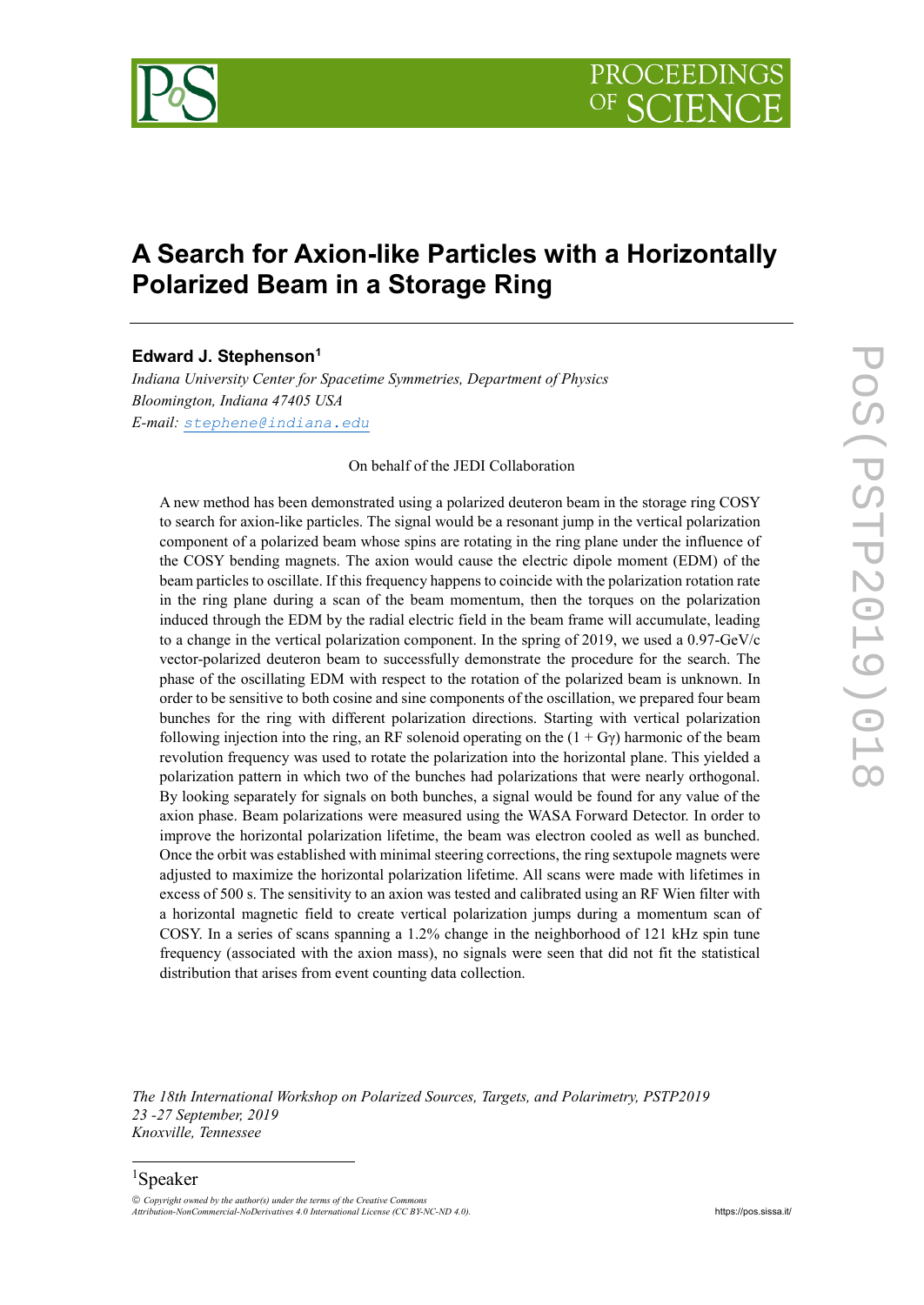# A Search for Axion-like Particles with a Horizontally Polarized Beam in a Storage Ring

**Edward J. Stephenson**[1]

*Indiana University Center for Spacetime Symmetries, Department of Physics*
*Bloomington, Indiana 47405 USA*
*E-mail:* stephene@indiana.edu

On behalf of the JEDI Collaboration

A new method has been demonstrated using a polarized deuteron beam in the storage ring COSY to search for axion-like particles. The signal would be a resonant jump in the vertical polarization component of a polarized beam whose spins are rotating in the ring plane under the influence of the COSY bending magnets. The axion would cause the electric dipole moment (EDM) of the beam particles to oscillate. If this frequency happens to coincide with the polarization rotation rate in the ring plane during a scan of the beam momentum, then the torques on the polarization induced through the EDM by the radial electric field in the beam frame will accumulate, leading to a change in the vertical polarization component. In the spring of 2019, we used a 0.97-GeV/c vector-polarized deuteron beam to successfully demonstrate the procedure for the search. The phase of the oscillating EDM with respect to the rotation of the polarized beam is unknown. In order to be sensitive to both cosine and sine components of the oscillation, we prepared four beam bunches for the ring with different polarization directions. Starting with vertical polarization following injection into the ring, an RF solenoid operating on the $(1 + G\gamma)$ harmonic of the beam revolution frequency was used to rotate the polarization into the horizontal plane. This yielded a polarization pattern in which two of the bunches had polarizations that were nearly orthogonal. By looking separately for signals on both bunches, a signal would be found for any value of the axion phase. Beam polarizations were measured using the WASA Forward Detector. In order to improve the horizontal polarization lifetime, the beam was electron cooled as well as bunched. Once the orbit was established with minimal steering corrections, the ring sextupole magnets were adjusted to maximize the horizontal polarization lifetime. All scans were made with lifetimes in excess of 500 s. The sensitivity to an axion was tested and calibrated using an RF Wien filter with a horizontal magnetic field to create vertical polarization jumps during a momentum scan of COSY. In a series of scans spanning a 1.2% change in the neighborhood of 121 kHz spin tune frequency (associated with the axion mass), no signals were seen that did not fit the statistical distribution that arises from event counting data collection.

*The 18th International Workshop on Polarized Sources, Targets, and Polarimetry, PSTP2019*
*23 -27 September, 2019*
*Knoxville, Tennessee*

[1]Speaker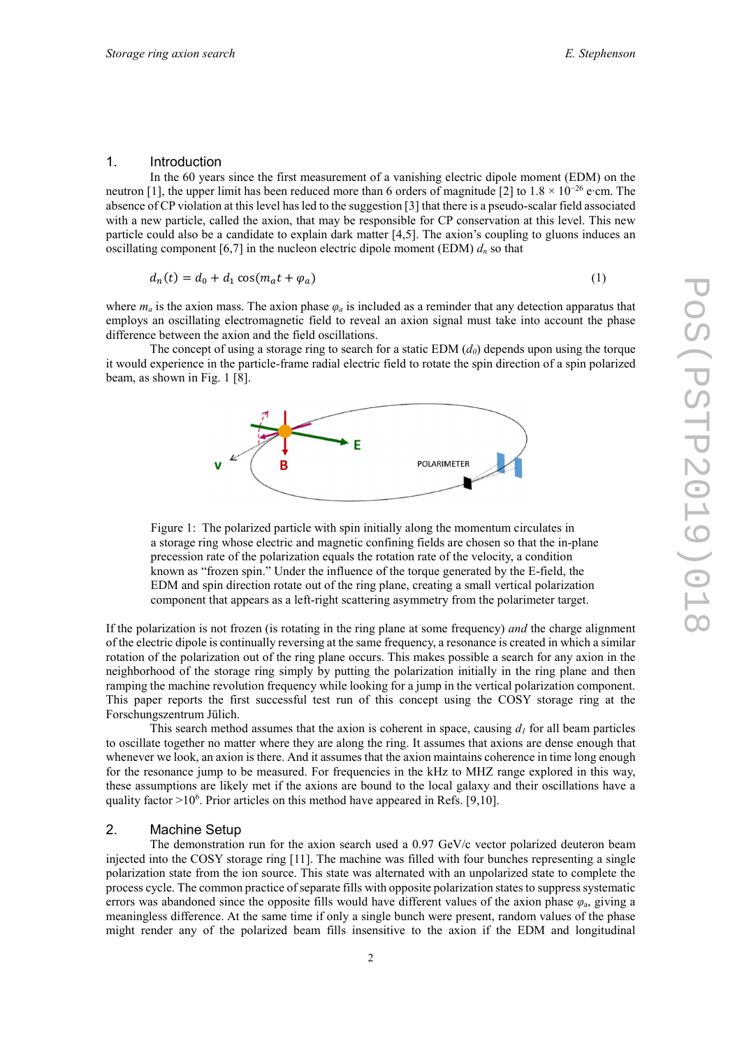## 1. Introduction

In the 60 years since the first measurement of a vanishing electric dipole moment (EDM) on the neutron [1], the upper limit has been reduced more than 6 orders of magnitude [2] to $1.8 \times 10^{-26}$ e·cm. The absence of CP violation at this level has led to the suggestion [3] that there is a pseudo-scalar field associated with a new particle, called the axion, that may be responsible for CP conservation at this level. This new particle could also be a candidate to explain dark matter [4,5]. The axion's coupling to gluons induces an oscillating component [6,7] in the nucleon electric dipole moment (EDM) $d_n$ so that

$$d_n(t) = d_0 + d_1 \cos(m_a t + \varphi_a) \tag{1}$$

where $m_a$ is the axion mass. The axion phase $\varphi_a$ is included as a reminder that any detection apparatus that employs an oscillating electromagnetic field to reveal an axion signal must take into account the phase difference between the axion and the field oscillations.

The concept of using a storage ring to search for a static EDM ($d_0$) depends upon using the torque it would experience in the particle-frame radial electric field to rotate the spin direction of a spin polarized beam, as shown in Fig. 1 [8].

Figure 1: The polarized particle with spin initially along the momentum circulates in a storage ring whose electric and magnetic confining fields are chosen so that the in-plane precession rate of the polarization equals the rotation rate of the velocity, a condition known as "frozen spin." Under the influence of the torque generated by the E-field, the EDM and spin direction rotate out of the ring plane, creating a small vertical polarization component that appears as a left-right scattering asymmetry from the polarimeter target.

If the polarization is not frozen (is rotating in the ring plane at some frequency) *and* the charge alignment of the electric dipole is continually reversing at the same frequency, a resonance is created in which a similar rotation of the polarization out of the ring plane occurs. This makes possible a search for any axion in the neighborhood of the storage ring simply by putting the polarization initially in the ring plane and then ramping the machine revolution frequency while looking for a jump in the vertical polarization component. This paper reports the first successful test run of this concept using the COSY storage ring at the Forschungszentrum Jülich.

This search method assumes that the axion is coherent in space, causing $d_1$ for all beam particles to oscillate together no matter where they are along the ring. It assumes that axions are dense enough that whenever we look, an axion is there. And it assumes that the axion maintains coherence in time long enough for the resonance jump to be measured. For frequencies in the kHz to MHZ range explored in this way, these assumptions are likely met if the axions are bound to the local galaxy and their oscillations have a quality factor $>10^6$. Prior articles on this method have appeared in Refs. [9,10].

## 2. Machine Setup

The demonstration run for the axion search used a 0.97 GeV/c vector polarized deuteron beam injected into the COSY storage ring [11]. The machine was filled with four bunches representing a single polarization state from the ion source. This state was alternated with an unpolarized state to complete the process cycle. The common practice of separate fills with opposite polarization states to suppress systematic errors was abandoned since the opposite fills would have different values of the axion phase $\varphi_a$, giving a meaningless difference. At the same time if only a single bunch were present, random values of the phase might render any of the polarized beam fills insensitive to the axion if the EDM and longitudinal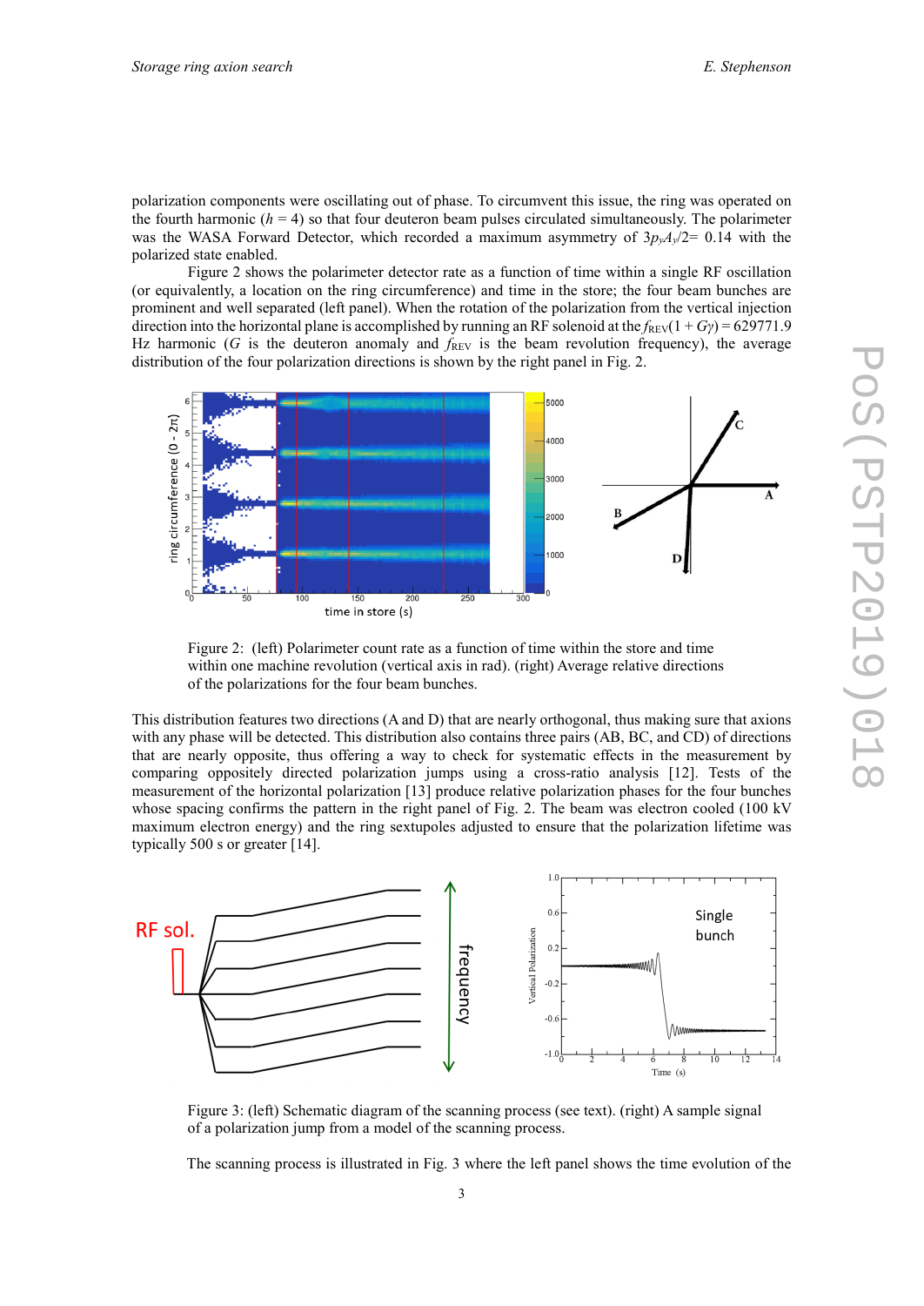polarization components were oscillating out of phase. To circumvent this issue, the ring was operated on the fourth harmonic ($h$ = 4) so that four deuteron beam pulses circulated simultaneously. The polarimeter was the WASA Forward Detector, which recorded a maximum asymmetry of $3p_yA_y/2$= 0.14 with the polarized state enabled.

Figure 2 shows the polarimeter detector rate as a function of time within a single RF oscillation (or equivalently, a location on the ring circumference) and time in the store; the four beam bunches are prominent and well separated (left panel). When the rotation of the polarization from the vertical injection direction into the horizontal plane is accomplished by running an RF solenoid at the $f_{REV}(1 + G\gamma)$ = 629771.9 Hz harmonic ($G$ is the deuteron anomaly and $f_{REV}$ is the beam revolution frequency), the average distribution of the four polarization directions is shown by the right panel in Fig. 2.

Figure 2: (left) Polarimeter count rate as a function of time within the store and time within one machine revolution (vertical axis in rad). (right) Average relative directions of the polarizations for the four beam bunches.

This distribution features two directions (A and D) that are nearly orthogonal, thus making sure that axions with any phase will be detected. This distribution also contains three pairs (AB, BC, and CD) of directions that are nearly opposite, thus offering a way to check for systematic effects in the measurement by comparing oppositely directed polarization jumps using a cross-ratio analysis [12]. Tests of the measurement of the horizontal polarization [13] produce relative polarization phases for the four bunches whose spacing confirms the pattern in the right panel of Fig. 2. The beam was electron cooled (100 kV maximum electron energy) and the ring sextupoles adjusted to ensure that the polarization lifetime was typically 500 s or greater [14].

Figure 3: (left) Schematic diagram of the scanning process (see text). (right) A sample signal of a polarization jump from a model of the scanning process.

The scanning process is illustrated in Fig. 3 where the left panel shows the time evolution of the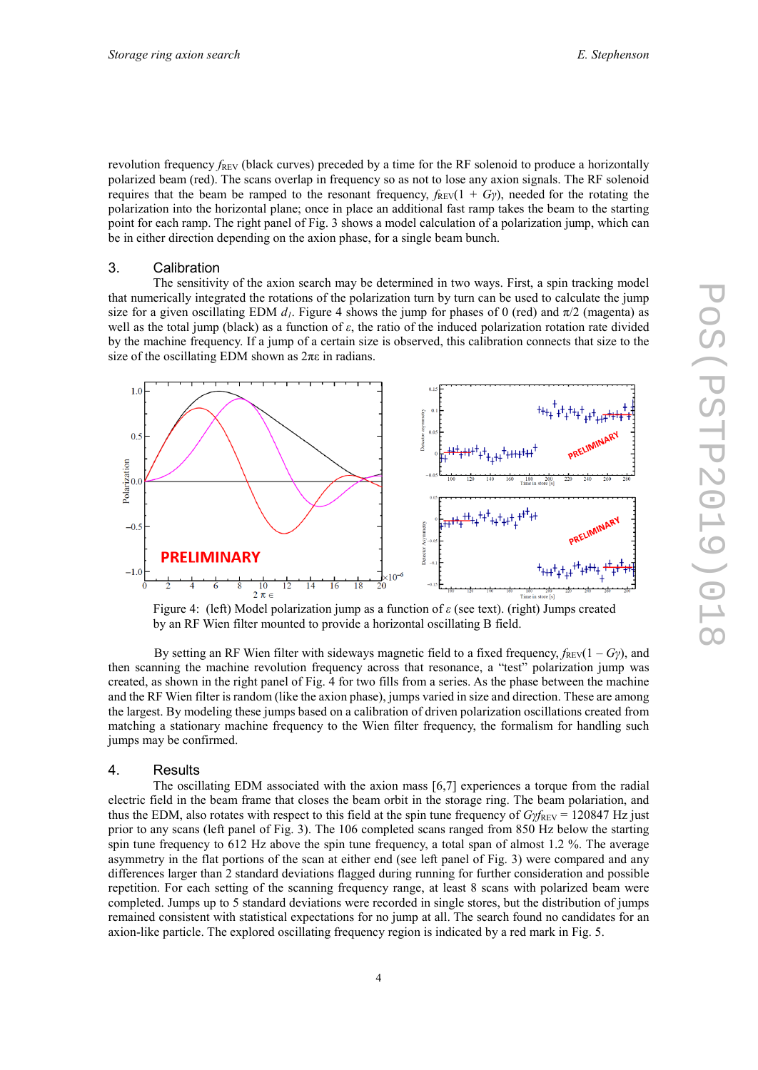revolution frequency $f_{REV}$ (black curves) preceded by a time for the RF solenoid to produce a horizontally polarized beam (red). The scans overlap in frequency so as not to lose any axion signals. The RF solenoid requires that the beam be ramped to the resonant frequency, $f_{REV}(1 + G\gamma)$, needed for the rotating the polarization into the horizontal plane; once in place an additional fast ramp takes the beam to the starting point for each ramp. The right panel of Fig. 3 shows a model calculation of a polarization jump, which can be in either direction depending on the axion phase, for a single beam bunch.

## 3. Calibration

The sensitivity of the axion search may be determined in two ways. First, a spin tracking model that numerically integrated the rotations of the polarization turn by turn can be used to calculate the jump size for a given oscillating EDM $d_1$. Figure 4 shows the jump for phases of 0 (red) and $\pi/2$ (magenta) as well as the total jump (black) as a function of $\varepsilon$, the ratio of the induced polarization rotation rate divided by the machine frequency. If a jump of a certain size is observed, this calibration connects that size to the size of the oscillating EDM shown as $2\pi\varepsilon$ in radians.

Figure 4: (left) Model polarization jump as a function of $\varepsilon$ (see text). (right) Jumps created by an RF Wien filter mounted to provide a horizontal oscillating B field.

By setting an RF Wien filter with sideways magnetic field to a fixed frequency, $f_{REV}(1 - G\gamma)$, and then scanning the machine revolution frequency across that resonance, a "test" polarization jump was created, as shown in the right panel of Fig. 4 for two fills from a series. As the phase between the machine and the RF Wien filter is random (like the axion phase), jumps varied in size and direction. These are among the largest. By modeling these jumps based on a calibration of driven polarization oscillations created from matching a stationary machine frequency to the Wien filter frequency, the formalism for handling such jumps may be confirmed.

## 4. Results

The oscillating EDM associated with the axion mass [6,7] experiences a torque from the radial electric field in the beam frame that closes the beam orbit in the storage ring. The beam polarization, and thus the EDM, also rotates with respect to this field at the spin tune frequency of $G\gamma f_{REV}$ = 120847 Hz just prior to any scans (left panel of Fig. 3). The 106 completed scans ranged from 850 Hz below the starting spin tune frequency to 612 Hz above the spin tune frequency, a total span of almost 1.2 %. The average asymmetry in the flat portions of the scan at either end (see left panel of Fig. 3) were compared and any differences larger than 2 standard deviations flagged during running for further consideration and possible repetition. For each setting of the scanning frequency range, at least 8 scans with polarized beam were completed. Jumps up to 5 standard deviations were recorded in single stores, but the distribution of jumps remained consistent with statistical expectations for no jump at all. The search found no candidates for an axion-like particle. The explored oscillating frequency region is indicated by a red mark in Fig. 5.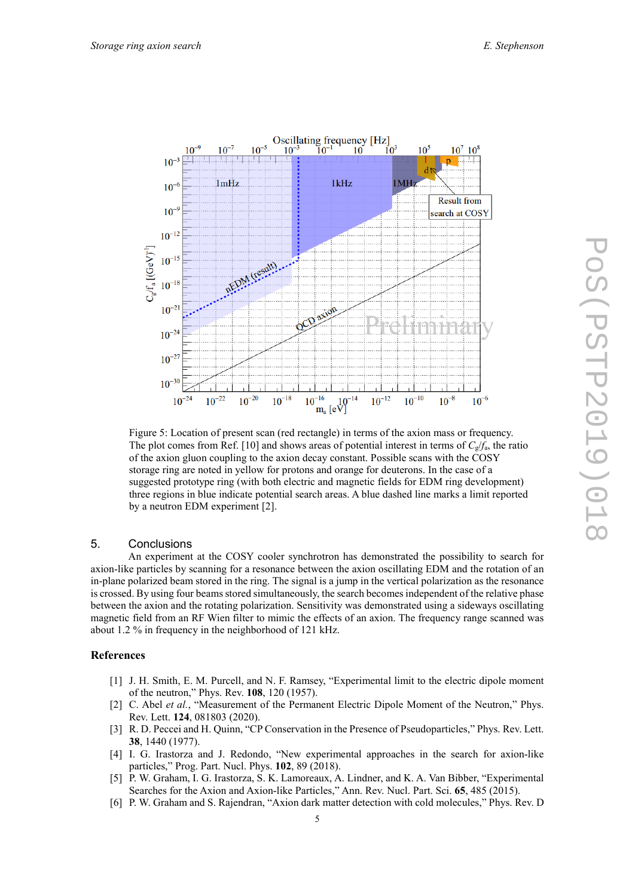Figure 5: Location of present scan (red rectangle) in terms of the axion mass or frequency. The plot comes from Ref. [10] and shows areas of potential interest in terms of $C_g/f_a$, the ratio of the axion gluon coupling to the axion decay constant. Possible scans with the COSY storage ring are noted in yellow for protons and orange for deuterons. In the case of a suggested prototype ring (with both electric and magnetic fields for EDM ring development) three regions in blue indicate potential search areas. A blue dashed line marks a limit reported by a neutron EDM experiment [2].

## 5. Conclusions

An experiment at the COSY cooler synchrotron has demonstrated the possibility to search for axion-like particles by scanning for a resonance between the axion oscillating EDM and the rotation of an in-plane polarized beam stored in the ring. The signal is a jump in the vertical polarization as the resonance is crossed. By using four beams stored simultaneously, the search becomes independent of the relative phase between the axion and the rotating polarization. Sensitivity was demonstrated using a sideways oscillating magnetic field from an RF Wien filter to mimic the effects of an axion. The frequency range scanned was about 1.2 % in frequency in the neighborhood of 121 kHz.

## References

[1] J. H. Smith, E. M. Purcell, and N. F. Ramsey, "Experimental limit to the electric dipole moment of the neutron," Phys. Rev. **108**, 120 (1957).

[2] C. Abel *et al.*, "Measurement of the Permanent Electric Dipole Moment of the Neutron," Phys. Rev. Lett. **124**, 081803 (2020).

[3] R. D. Peccei and H. Quinn, "CP Conservation in the Presence of Pseudoparticles," Phys. Rev. Lett. **38**, 1440 (1977).

[4] I. G. Irastorza and J. Redondo, "New experimental approaches in the search for axion-like particles," Prog. Part. Nucl. Phys. **102**, 89 (2018).

[5] P. W. Graham, I. G. Irastorza, S. K. Lamoreaux, A. Lindner, and K. A. Van Bibber, "Experimental Searches for the Axion and Axion-like Particles," Ann. Rev. Nucl. Part. Sci. **65**, 485 (2015).

[6] P. W. Graham and S. Rajendran, "Axion dark matter detection with cold molecules," Phys. Rev. D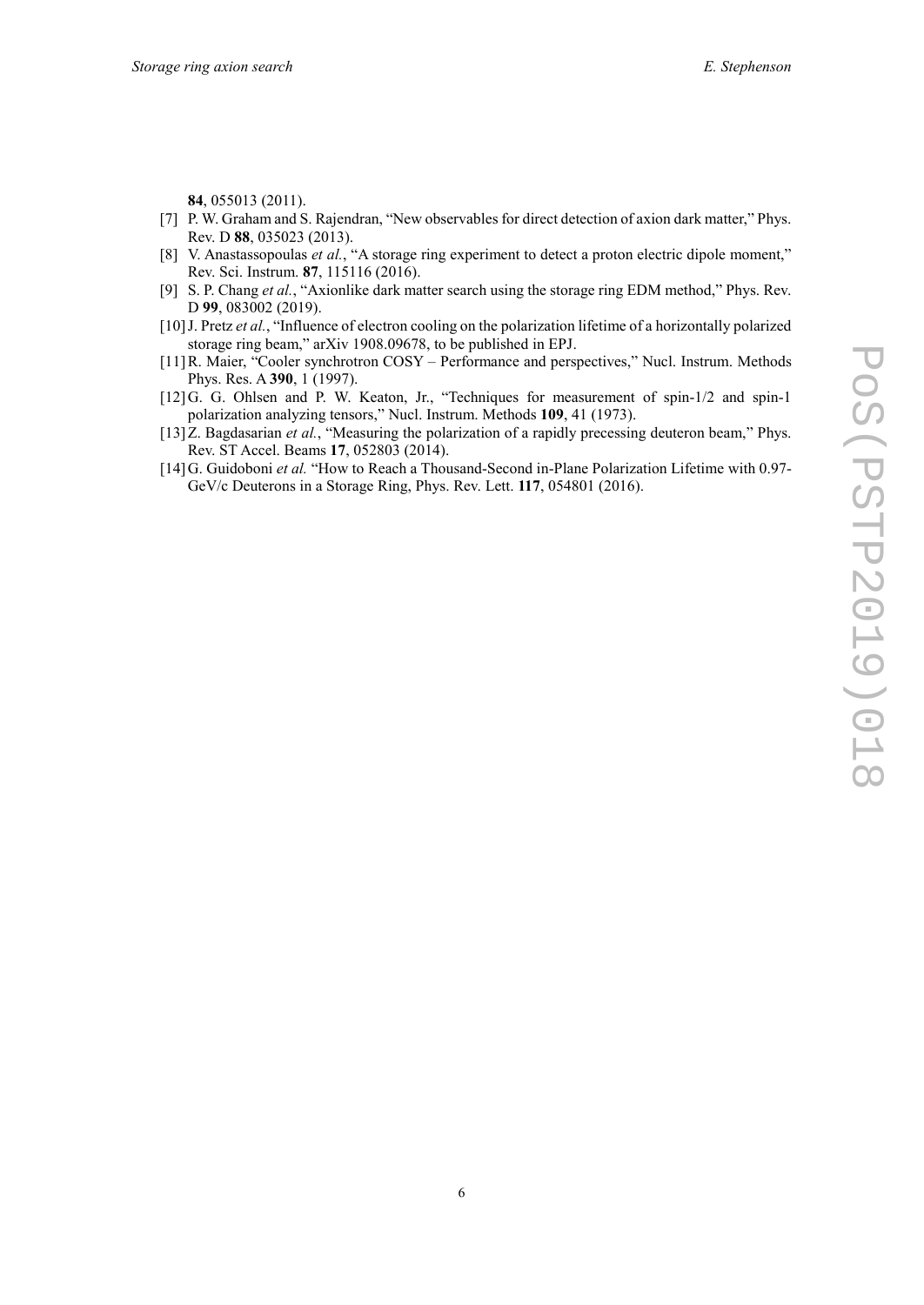**84**, 055013 (2011).

[7] P. W. Graham and S. Rajendran, "New observables for direct detection of axion dark matter," Phys. Rev. D **88**, 035023 (2013).

[8] V. Anastassopoulas *et al.*, "A storage ring experiment to detect a proton electric dipole moment," Rev. Sci. Instrum. **87**, 115116 (2016).

[9] S. P. Chang *et al.*, "Axionlike dark matter search using the storage ring EDM method," Phys. Rev. D **99**, 083002 (2019).

[10] J. Pretz *et al.*, "Influence of electron cooling on the polarization lifetime of a horizontally polarized storage ring beam," arXiv 1908.09678, to be published in EPJ.

[11] R. Maier, "Cooler synchrotron COSY – Performance and perspectives," Nucl. Instrum. Methods Phys. Res. A **390**, 1 (1997).

[12] G. G. Ohlsen and P. W. Keaton, Jr., "Techniques for measurement of spin-1/2 and spin-1 polarization analyzing tensors," Nucl. Instrum. Methods **109**, 41 (1973).

[13] Z. Bagdasarian *et al.*, "Measuring the polarization of a rapidly precessing deuteron beam," Phys. Rev. ST Accel. Beams **17**, 052803 (2014).

[14] G. Guidoboni *et al.* "How to Reach a Thousand-Second in-Plane Polarization Lifetime with 0.97-GeV/c Deuterons in a Storage Ring, Phys. Rev. Lett. **117**, 054801 (2016).